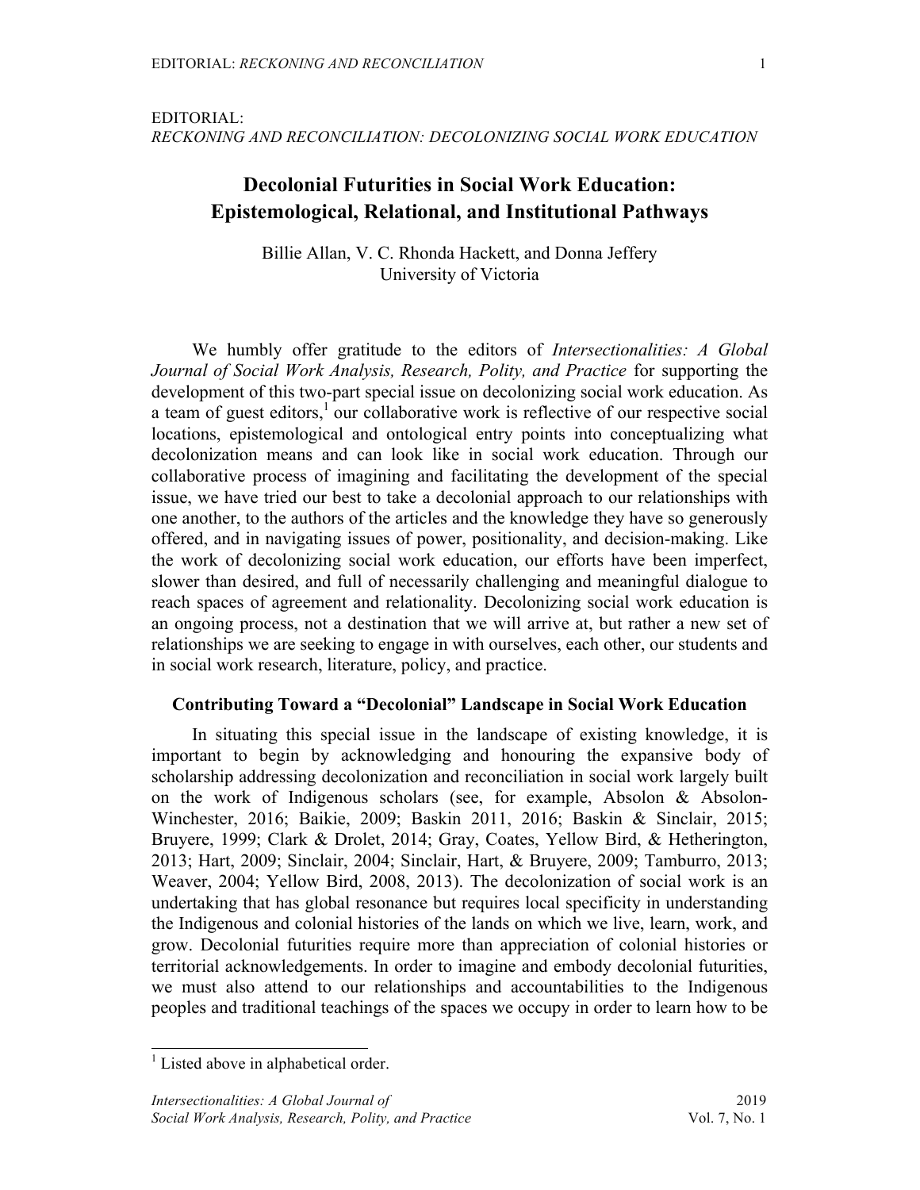EDITORIAL:
*RECKONING AND RECONCILIATION: DECOLONIZING SOCIAL WORK EDUCATION*

# Decolonial Futurities in Social Work Education: Epistemological, Relational, and Institutional Pathways

Billie Allan, V. C. Rhonda Hackett, and Donna Jeffery
University of Victoria

We humbly offer gratitude to the editors of *Intersectionalities: A Global Journal of Social Work Analysis, Research, Polity, and Practice* for supporting the development of this two-part special issue on decolonizing social work education. As a team of guest editors,[1] our collaborative work is reflective of our respective social locations, epistemological and ontological entry points into conceptualizing what decolonization means and can look like in social work education. Through our collaborative process of imagining and facilitating the development of the special issue, we have tried our best to take a decolonial approach to our relationships with one another, to the authors of the articles and the knowledge they have so generously offered, and in navigating issues of power, positionality, and decision-making. Like the work of decolonizing social work education, our efforts have been imperfect, slower than desired, and full of necessarily challenging and meaningful dialogue to reach spaces of agreement and relationality. Decolonizing social work education is an ongoing process, not a destination that we will arrive at, but rather a new set of relationships we are seeking to engage in with ourselves, each other, our students and in social work research, literature, policy, and practice.

## Contributing Toward a "Decolonial" Landscape in Social Work Education

In situating this special issue in the landscape of existing knowledge, it is important to begin by acknowledging and honouring the expansive body of scholarship addressing decolonization and reconciliation in social work largely built on the work of Indigenous scholars (see, for example, Absolon & Absolon-Winchester, 2016; Baikie, 2009; Baskin 2011, 2016; Baskin & Sinclair, 2015; Bruyere, 1999; Clark & Drolet, 2014; Gray, Coates, Yellow Bird, & Hetherington, 2013; Hart, 2009; Sinclair, 2004; Sinclair, Hart, & Bruyere, 2009; Tamburro, 2013; Weaver, 2004; Yellow Bird, 2008, 2013). The decolonization of social work is an undertaking that has global resonance but requires local specificity in understanding the Indigenous and colonial histories of the lands on which we live, learn, work, and grow. Decolonial futurities require more than appreciation of colonial histories or territorial acknowledgements. In order to imagine and embody decolonial futurities, we must also attend to our relationships and accountabilities to the Indigenous peoples and traditional teachings of the spaces we occupy in order to learn how to be

---

[1] Listed above in alphabetical order.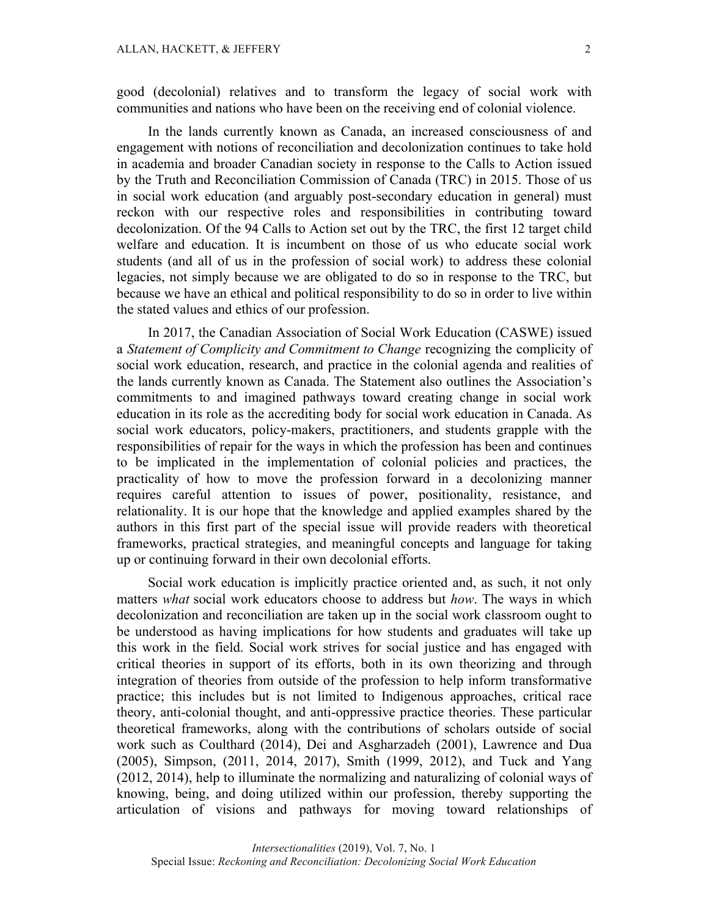good (decolonial) relatives and to transform the legacy of social work with communities and nations who have been on the receiving end of colonial violence.

In the lands currently known as Canada, an increased consciousness of and engagement with notions of reconciliation and decolonization continues to take hold in academia and broader Canadian society in response to the Calls to Action issued by the Truth and Reconciliation Commission of Canada (TRC) in 2015. Those of us in social work education (and arguably post-secondary education in general) must reckon with our respective roles and responsibilities in contributing toward decolonization. Of the 94 Calls to Action set out by the TRC, the first 12 target child welfare and education. It is incumbent on those of us who educate social work students (and all of us in the profession of social work) to address these colonial legacies, not simply because we are obligated to do so in response to the TRC, but because we have an ethical and political responsibility to do so in order to live within the stated values and ethics of our profession.

In 2017, the Canadian Association of Social Work Education (CASWE) issued a *Statement of Complicity and Commitment to Change* recognizing the complicity of social work education, research, and practice in the colonial agenda and realities of the lands currently known as Canada. The Statement also outlines the Association's commitments to and imagined pathways toward creating change in social work education in its role as the accrediting body for social work education in Canada. As social work educators, policy-makers, practitioners, and students grapple with the responsibilities of repair for the ways in which the profession has been and continues to be implicated in the implementation of colonial policies and practices, the practicality of how to move the profession forward in a decolonizing manner requires careful attention to issues of power, positionality, resistance, and relationality. It is our hope that the knowledge and applied examples shared by the authors in this first part of the special issue will provide readers with theoretical frameworks, practical strategies, and meaningful concepts and language for taking up or continuing forward in their own decolonial efforts.

Social work education is implicitly practice oriented and, as such, it not only matters *what* social work educators choose to address but *how*. The ways in which decolonization and reconciliation are taken up in the social work classroom ought to be understood as having implications for how students and graduates will take up this work in the field. Social work strives for social justice and has engaged with critical theories in support of its efforts, both in its own theorizing and through integration of theories from outside of the profession to help inform transformative practice; this includes but is not limited to Indigenous approaches, critical race theory, anti-colonial thought, and anti-oppressive practice theories. These particular theoretical frameworks, along with the contributions of scholars outside of social work such as Coulthard (2014), Dei and Asgharzadeh (2001), Lawrence and Dua (2005), Simpson, (2011, 2014, 2017), Smith (1999, 2012), and Tuck and Yang (2012, 2014), help to illuminate the normalizing and naturalizing of colonial ways of knowing, being, and doing utilized within our profession, thereby supporting the articulation of visions and pathways for moving toward relationships of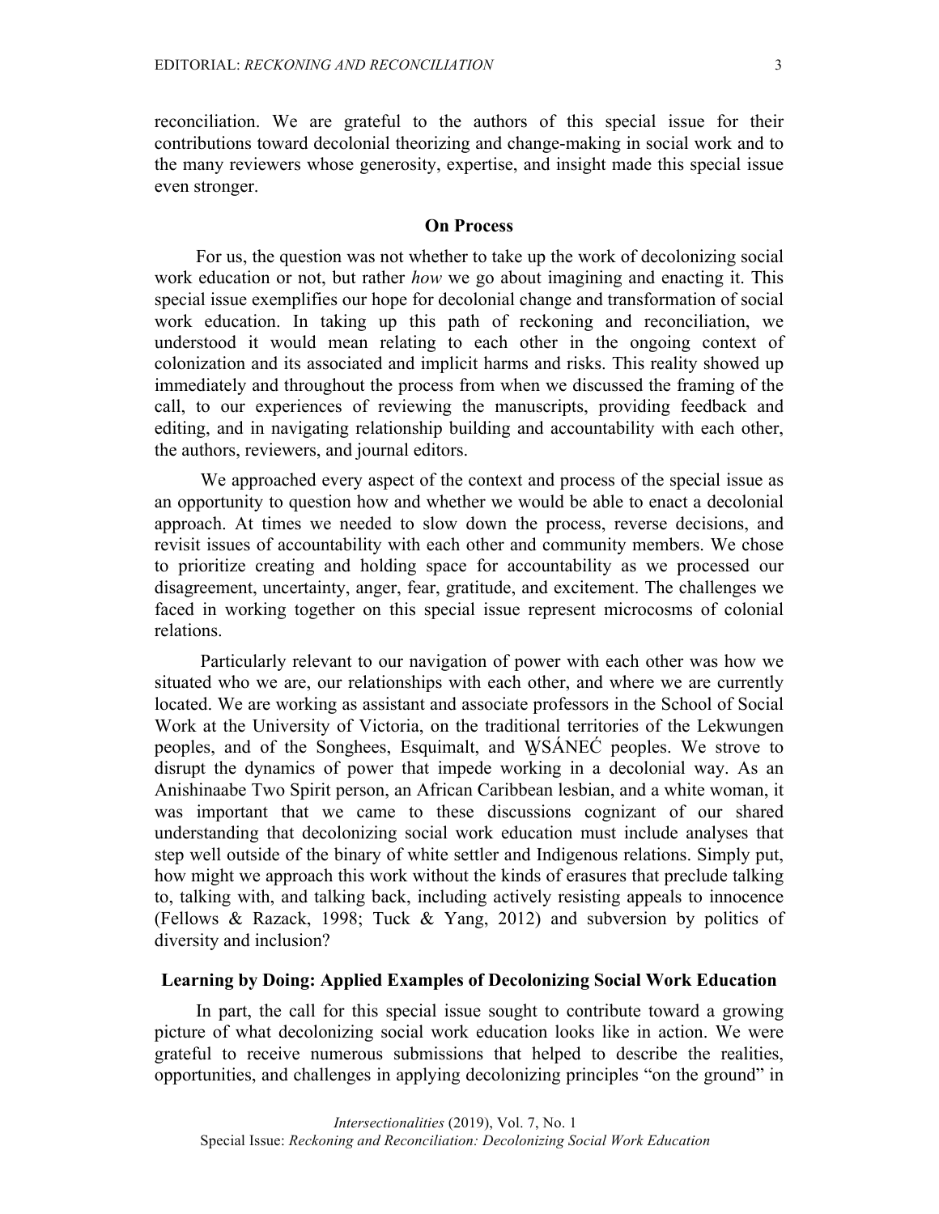reconciliation. We are grateful to the authors of this special issue for their contributions toward decolonial theorizing and change-making in social work and to the many reviewers whose generosity, expertise, and insight made this special issue even stronger.

## On Process

For us, the question was not whether to take up the work of decolonizing social work education or not, but rather *how* we go about imagining and enacting it. This special issue exemplifies our hope for decolonial change and transformation of social work education. In taking up this path of reckoning and reconciliation, we understood it would mean relating to each other in the ongoing context of colonization and its associated and implicit harms and risks. This reality showed up immediately and throughout the process from when we discussed the framing of the call, to our experiences of reviewing the manuscripts, providing feedback and editing, and in navigating relationship building and accountability with each other, the authors, reviewers, and journal editors.

We approached every aspect of the context and process of the special issue as an opportunity to question how and whether we would be able to enact a decolonial approach. At times we needed to slow down the process, reverse decisions, and revisit issues of accountability with each other and community members. We chose to prioritize creating and holding space for accountability as we processed our disagreement, uncertainty, anger, fear, gratitude, and excitement. The challenges we faced in working together on this special issue represent microcosms of colonial relations.

Particularly relevant to our navigation of power with each other was how we situated who we are, our relationships with each other, and where we are currently located. We are working as assistant and associate professors in the School of Social Work at the University of Victoria, on the traditional territories of the Lekwungen peoples, and of the Songhees, Esquimalt, and W̱SÁNEĆ peoples. We strove to disrupt the dynamics of power that impede working in a decolonial way. As an Anishinaabe Two Spirit person, an African Caribbean lesbian, and a white woman, it was important that we came to these discussions cognizant of our shared understanding that decolonizing social work education must include analyses that step well outside of the binary of white settler and Indigenous relations. Simply put, how might we approach this work without the kinds of erasures that preclude talking to, talking with, and talking back, including actively resisting appeals to innocence (Fellows & Razack, 1998; Tuck & Yang, 2012) and subversion by politics of diversity and inclusion?

## Learning by Doing: Applied Examples of Decolonizing Social Work Education

In part, the call for this special issue sought to contribute toward a growing picture of what decolonizing social work education looks like in action. We were grateful to receive numerous submissions that helped to describe the realities, opportunities, and challenges in applying decolonizing principles "on the ground" in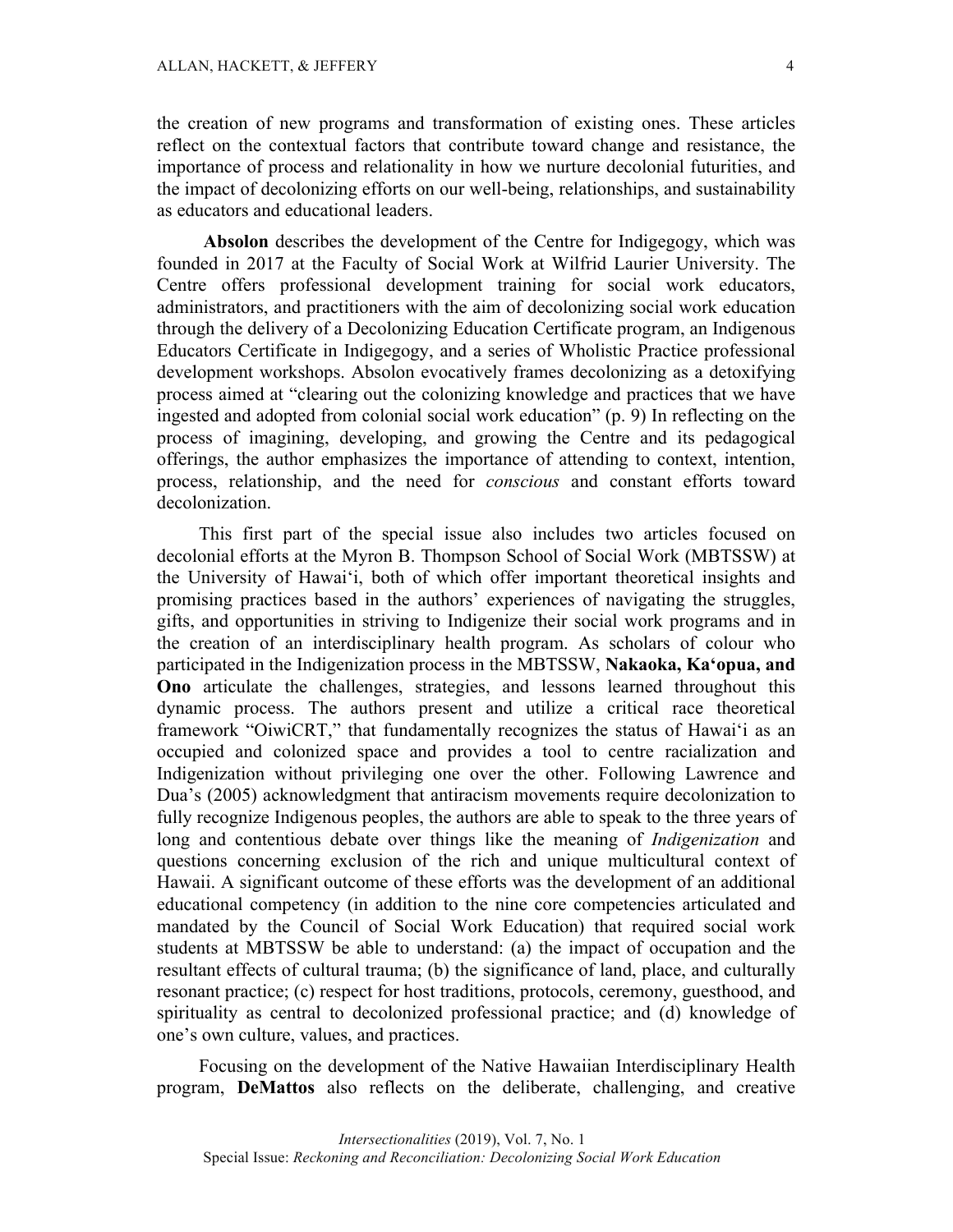the creation of new programs and transformation of existing ones. These articles reflect on the contextual factors that contribute toward change and resistance, the importance of process and relationality in how we nurture decolonial futurities, and the impact of decolonizing efforts on our well-being, relationships, and sustainability as educators and educational leaders.

**Absolon** describes the development of the Centre for Indigegogy, which was founded in 2017 at the Faculty of Social Work at Wilfrid Laurier University. The Centre offers professional development training for social work educators, administrators, and practitioners with the aim of decolonizing social work education through the delivery of a Decolonizing Education Certificate program, an Indigenous Educators Certificate in Indigegogy, and a series of Wholistic Practice professional development workshops. Absolon evocatively frames decolonizing as a detoxifying process aimed at "clearing out the colonizing knowledge and practices that we have ingested and adopted from colonial social work education" (p. 9) In reflecting on the process of imagining, developing, and growing the Centre and its pedagogical offerings, the author emphasizes the importance of attending to context, intention, process, relationship, and the need for *conscious* and constant efforts toward decolonization.

This first part of the special issue also includes two articles focused on decolonial efforts at the Myron B. Thompson School of Social Work (MBTSSW) at the University of Hawai'i, both of which offer important theoretical insights and promising practices based in the authors' experiences of navigating the struggles, gifts, and opportunities in striving to Indigenize their social work programs and in the creation of an interdisciplinary health program. As scholars of colour who participated in the Indigenization process in the MBTSSW, **Nakaoka, Ka'opua, and Ono** articulate the challenges, strategies, and lessons learned throughout this dynamic process. The authors present and utilize a critical race theoretical framework "OiwiCRT," that fundamentally recognizes the status of Hawai'i as an occupied and colonized space and provides a tool to centre racialization and Indigenization without privileging one over the other. Following Lawrence and Dua's (2005) acknowledgment that antiracism movements require decolonization to fully recognize Indigenous peoples, the authors are able to speak to the three years of long and contentious debate over things like the meaning of *Indigenization* and questions concerning exclusion of the rich and unique multicultural context of Hawaii. A significant outcome of these efforts was the development of an additional educational competency (in addition to the nine core competencies articulated and mandated by the Council of Social Work Education) that required social work students at MBTSSW be able to understand: (a) the impact of occupation and the resultant effects of cultural trauma; (b) the significance of land, place, and culturally resonant practice; (c) respect for host traditions, protocols, ceremony, guesthood, and spirituality as central to decolonized professional practice; and (d) knowledge of one's own culture, values, and practices.

Focusing on the development of the Native Hawaiian Interdisciplinary Health program, **DeMattos** also reflects on the deliberate, challenging, and creative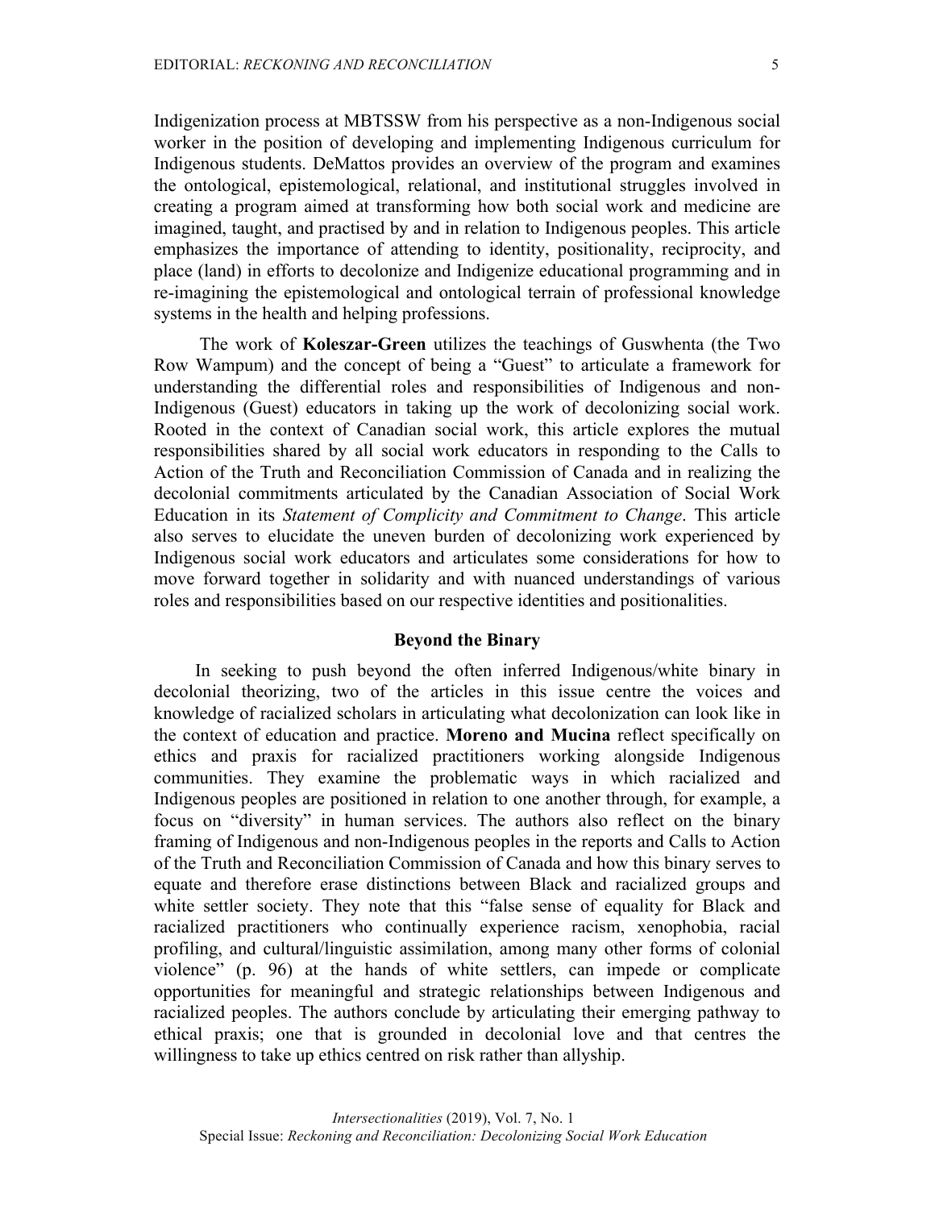Indigenization process at MBTSSW from his perspective as a non-Indigenous social worker in the position of developing and implementing Indigenous curriculum for Indigenous students. DeMattos provides an overview of the program and examines the ontological, epistemological, relational, and institutional struggles involved in creating a program aimed at transforming how both social work and medicine are imagined, taught, and practised by and in relation to Indigenous peoples. This article emphasizes the importance of attending to identity, positionality, reciprocity, and place (land) in efforts to decolonize and Indigenize educational programming and in re-imagining the epistemological and ontological terrain of professional knowledge systems in the health and helping professions.

The work of **Koleszar-Green** utilizes the teachings of Guswhenta (the Two Row Wampum) and the concept of being a "Guest" to articulate a framework for understanding the differential roles and responsibilities of Indigenous and non-Indigenous (Guest) educators in taking up the work of decolonizing social work. Rooted in the context of Canadian social work, this article explores the mutual responsibilities shared by all social work educators in responding to the Calls to Action of the Truth and Reconciliation Commission of Canada and in realizing the decolonial commitments articulated by the Canadian Association of Social Work Education in its *Statement of Complicity and Commitment to Change*. This article also serves to elucidate the uneven burden of decolonizing work experienced by Indigenous social work educators and articulates some considerations for how to move forward together in solidarity and with nuanced understandings of various roles and responsibilities based on our respective identities and positionalities.

## Beyond the Binary

In seeking to push beyond the often inferred Indigenous/white binary in decolonial theorizing, two of the articles in this issue centre the voices and knowledge of racialized scholars in articulating what decolonization can look like in the context of education and practice. **Moreno and Mucina** reflect specifically on ethics and praxis for racialized practitioners working alongside Indigenous communities. They examine the problematic ways in which racialized and Indigenous peoples are positioned in relation to one another through, for example, a focus on "diversity" in human services. The authors also reflect on the binary framing of Indigenous and non-Indigenous peoples in the reports and Calls to Action of the Truth and Reconciliation Commission of Canada and how this binary serves to equate and therefore erase distinctions between Black and racialized groups and white settler society. They note that this "false sense of equality for Black and racialized practitioners who continually experience racism, xenophobia, racial profiling, and cultural/linguistic assimilation, among many other forms of colonial violence" (p. 96) at the hands of white settlers, can impede or complicate opportunities for meaningful and strategic relationships between Indigenous and racialized peoples. The authors conclude by articulating their emerging pathway to ethical praxis; one that is grounded in decolonial love and that centres the willingness to take up ethics centred on risk rather than allyship.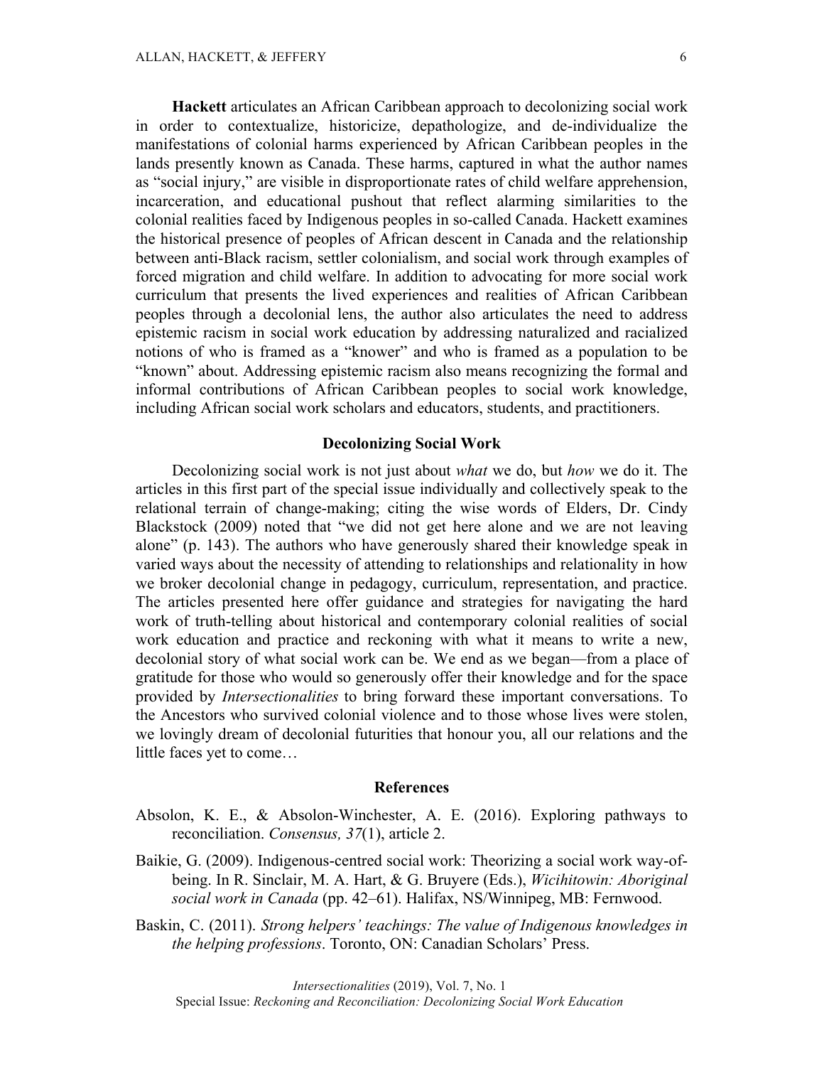**Hackett** articulates an African Caribbean approach to decolonizing social work in order to contextualize, historicize, depathologize, and de-individualize the manifestations of colonial harms experienced by African Caribbean peoples in the lands presently known as Canada. These harms, captured in what the author names as "social injury," are visible in disproportionate rates of child welfare apprehension, incarceration, and educational pushout that reflect alarming similarities to the colonial realities faced by Indigenous peoples in so-called Canada. Hackett examines the historical presence of peoples of African descent in Canada and the relationship between anti-Black racism, settler colonialism, and social work through examples of forced migration and child welfare. In addition to advocating for more social work curriculum that presents the lived experiences and realities of African Caribbean peoples through a decolonial lens, the author also articulates the need to address epistemic racism in social work education by addressing naturalized and racialized notions of who is framed as a "knower" and who is framed as a population to be "known" about. Addressing epistemic racism also means recognizing the formal and informal contributions of African Caribbean peoples to social work knowledge, including African social work scholars and educators, students, and practitioners.

## Decolonizing Social Work

Decolonizing social work is not just about *what* we do, but *how* we do it. The articles in this first part of the special issue individually and collectively speak to the relational terrain of change-making; citing the wise words of Elders, Dr. Cindy Blackstock (2009) noted that "we did not get here alone and we are not leaving alone" (p. 143). The authors who have generously shared their knowledge speak in varied ways about the necessity of attending to relationships and relationality in how we broker decolonial change in pedagogy, curriculum, representation, and practice. The articles presented here offer guidance and strategies for navigating the hard work of truth-telling about historical and contemporary colonial realities of social work education and practice and reckoning with what it means to write a new, decolonial story of what social work can be. We end as we began—from a place of gratitude for those who would so generously offer their knowledge and for the space provided by *Intersectionalities* to bring forward these important conversations. To the Ancestors who survived colonial violence and to those whose lives were stolen, we lovingly dream of decolonial futurities that honour you, all our relations and the little faces yet to come…

## References

Absolon, K. E., & Absolon-Winchester, A. E. (2016). Exploring pathways to reconciliation. *Consensus, 37*(1), article 2.

Baikie, G. (2009). Indigenous-centred social work: Theorizing a social work way-of-being. In R. Sinclair, M. A. Hart, & G. Bruyere (Eds.), *Wicihitowin: Aboriginal social work in Canada* (pp. 42–61). Halifax, NS/Winnipeg, MB: Fernwood.

Baskin, C. (2011). *Strong helpers' teachings: The value of Indigenous knowledges in the helping professions*. Toronto, ON: Canadian Scholars' Press.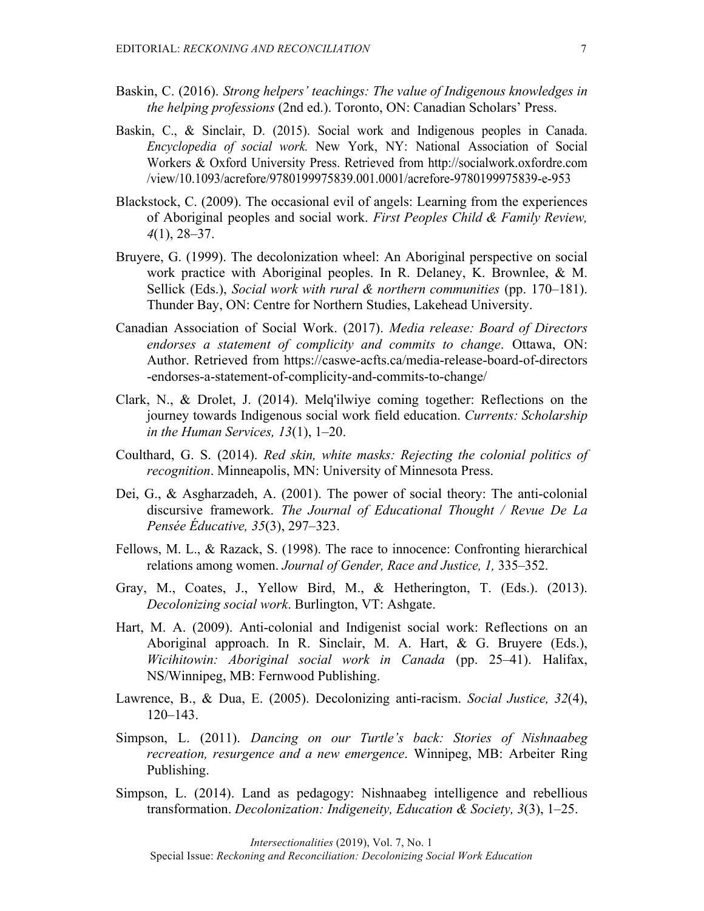Baskin, C. (2016). *Strong helpers' teachings: The value of Indigenous knowledges in the helping professions* (2nd ed.). Toronto, ON: Canadian Scholars' Press.

Baskin, C., & Sinclair, D. (2015). Social work and Indigenous peoples in Canada. *Encyclopedia of social work.* New York, NY: National Association of Social Workers & Oxford University Press. Retrieved from http://socialwork.oxfordre.com /view/10.1093/acrefore/9780199975839.001.0001/acrefore-9780199975839-e-953

Blackstock, C. (2009). The occasional evil of angels: Learning from the experiences of Aboriginal peoples and social work. *First Peoples Child & Family Review, 4*(1), 28–37.

Bruyere, G. (1999). The decolonization wheel: An Aboriginal perspective on social work practice with Aboriginal peoples. In R. Delaney, K. Brownlee, & M. Sellick (Eds.), *Social work with rural & northern communities* (pp. 170–181). Thunder Bay, ON: Centre for Northern Studies, Lakehead University.

Canadian Association of Social Work. (2017). *Media release: Board of Directors endorses a statement of complicity and commits to change*. Ottawa, ON: Author. Retrieved from https://caswe-acfts.ca/media-release-board-of-directors -endorses-a-statement-of-complicity-and-commits-to-change/

Clark, N., & Drolet, J. (2014). Melq'ilwiye coming together: Reflections on the journey towards Indigenous social work field education. *Currents: Scholarship in the Human Services, 13*(1), 1–20.

Coulthard, G. S. (2014). *Red skin, white masks: Rejecting the colonial politics of recognition*. Minneapolis, MN: University of Minnesota Press.

Dei, G., & Asgharzadeh, A. (2001). The power of social theory: The anti-colonial discursive framework. *The Journal of Educational Thought / Revue De La Pensée Éducative, 35*(3), 297–323.

Fellows, M. L., & Razack, S. (1998). The race to innocence: Confronting hierarchical relations among women. *Journal of Gender, Race and Justice, 1,* 335–352.

Gray, M., Coates, J., Yellow Bird, M., & Hetherington, T. (Eds.). (2013). *Decolonizing social work*. Burlington, VT: Ashgate.

Hart, M. A. (2009). Anti-colonial and Indigenist social work: Reflections on an Aboriginal approach. In R. Sinclair, M. A. Hart, & G. Bruyere (Eds.), *Wicihitowin: Aboriginal social work in Canada* (pp. 25–41). Halifax, NS/Winnipeg, MB: Fernwood Publishing.

Lawrence, B., & Dua, E. (2005). Decolonizing anti-racism. *Social Justice, 32*(4), 120–143.

Simpson, L. (2011). *Dancing on our Turtle's back: Stories of Nishnaabeg recreation, resurgence and a new emergence*. Winnipeg, MB: Arbeiter Ring Publishing.

Simpson, L. (2014). Land as pedagogy: Nishnaabeg intelligence and rebellious transformation. *Decolonization: Indigeneity, Education & Society, 3*(3), 1–25.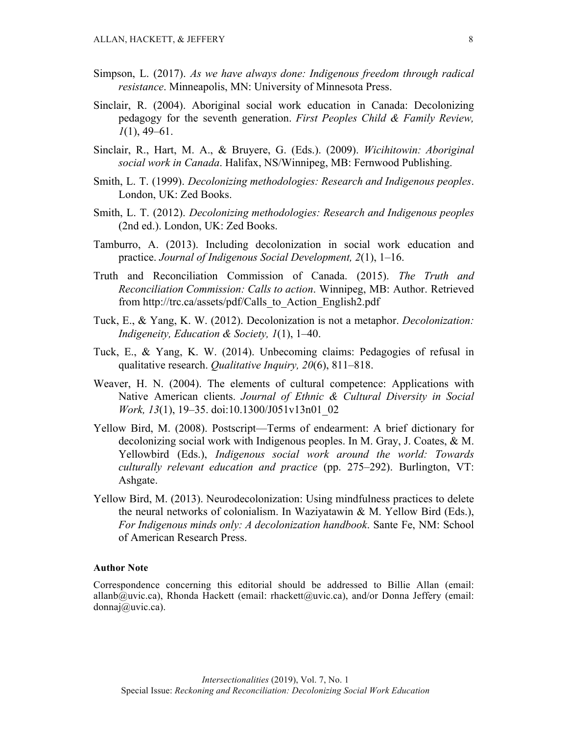Simpson, L. (2017). *As we have always done: Indigenous freedom through radical resistance*. Minneapolis, MN: University of Minnesota Press.

Sinclair, R. (2004). Aboriginal social work education in Canada: Decolonizing pedagogy for the seventh generation. *First Peoples Child & Family Review, 1*(1), 49–61.

Sinclair, R., Hart, M. A., & Bruyere, G. (Eds.). (2009). *Wicihitowin: Aboriginal social work in Canada*. Halifax, NS/Winnipeg, MB: Fernwood Publishing.

Smith, L. T. (1999). *Decolonizing methodologies: Research and Indigenous peoples*. London, UK: Zed Books.

Smith, L. T. (2012). *Decolonizing methodologies: Research and Indigenous peoples* (2nd ed.). London, UK: Zed Books.

Tamburro, A. (2013). Including decolonization in social work education and practice. *Journal of Indigenous Social Development, 2*(1), 1–16.

Truth and Reconciliation Commission of Canada. (2015). *The Truth and Reconciliation Commission: Calls to action*. Winnipeg, MB: Author. Retrieved from http://trc.ca/assets/pdf/Calls_to_Action_English2.pdf

Tuck, E., & Yang, K. W. (2012). Decolonization is not a metaphor. *Decolonization: Indigeneity, Education & Society, 1*(1), 1–40.

Tuck, E., & Yang, K. W. (2014). Unbecoming claims: Pedagogies of refusal in qualitative research. *Qualitative Inquiry, 20*(6), 811–818.

Weaver, H. N. (2004). The elements of cultural competence: Applications with Native American clients. *Journal of Ethnic & Cultural Diversity in Social Work, 13*(1), 19–35. doi:10.1300/J051v13n01_02

Yellow Bird, M. (2008). Postscript—Terms of endearment: A brief dictionary for decolonizing social work with Indigenous peoples. In M. Gray, J. Coates, & M. Yellowbird (Eds.), *Indigenous social work around the world: Towards culturally relevant education and practice* (pp. 275–292). Burlington, VT: Ashgate.

Yellow Bird, M. (2013). Neurodecolonization: Using mindfulness practices to delete the neural networks of colonialism. In Waziyatawin & M. Yellow Bird (Eds.), *For Indigenous minds only: A decolonization handbook*. Sante Fe, NM: School of American Research Press.

**Author Note**

Correspondence concerning this editorial should be addressed to Billie Allan (email: allanb@uvic.ca), Rhonda Hackett (email: rhackett@uvic.ca), and/or Donna Jeffery (email: donnaj@uvic.ca).